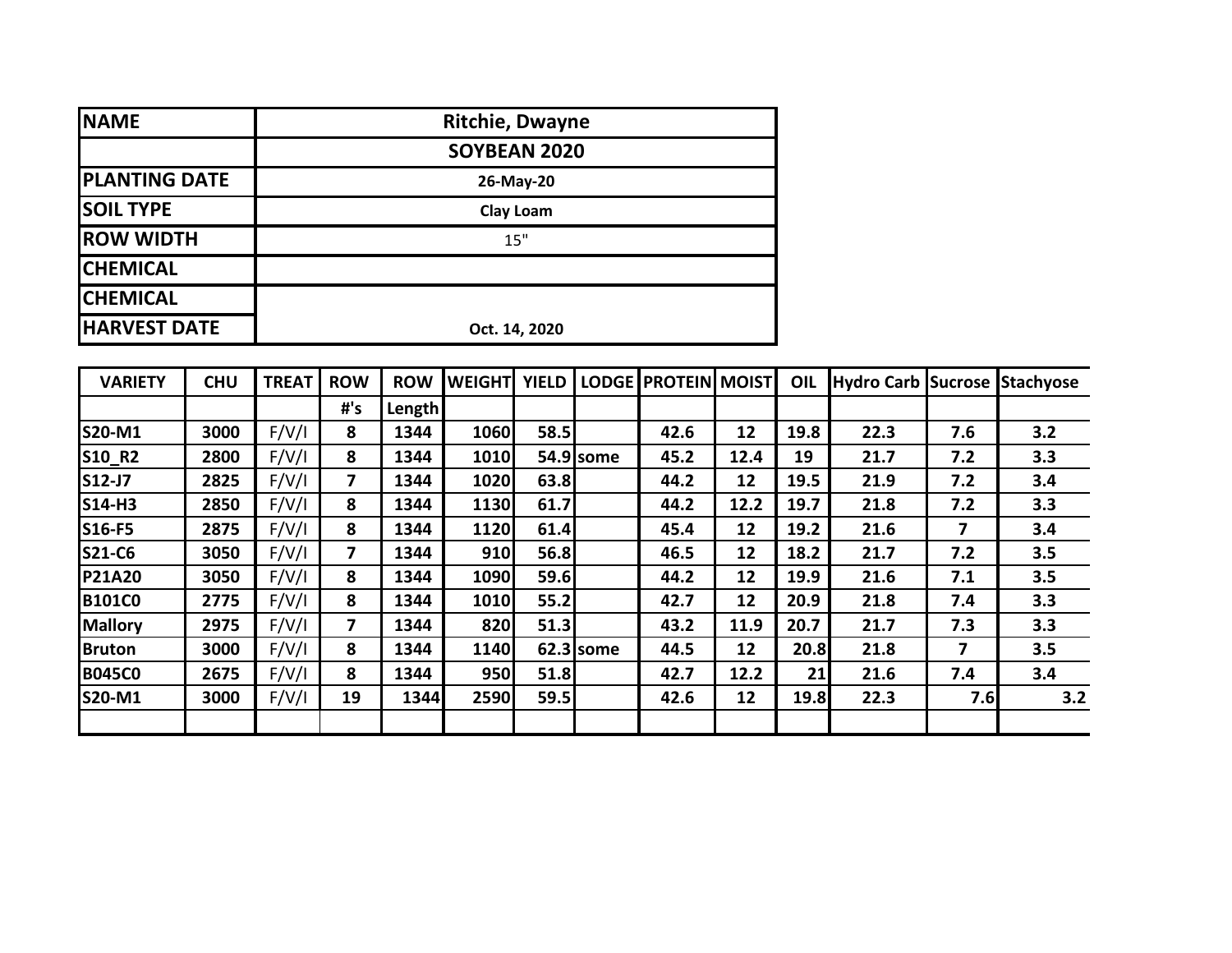| NAME | Ritchie, Dwayne |
|---|---|
| | SOYBEAN 2020 |
| PLANTING DATE | 26-May-20 |
| SOIL TYPE | Clay Loam |
| ROW WIDTH | 15" |
| CHEMICAL | |
| CHEMICAL | |
| HARVEST DATE | Oct. 14, 2020 |

| VARIETY | CHU | TREAT | ROW | ROW | WEIGHT | YIELD | LODGE | PROTEIN | MOIST | OIL | Hydro Carb | Sucrose | Stachyose |
|---|---|---|---|---|---|---|---|---|---|---|---|---|---|
| | | | #'s | Length | | | | | | | | | |
| S20-M1 | 3000 | F/V/I | 8 | 1344 | 1060 | 58.5 | | 42.6 | 12 | 19.8 | 22.3 | 7.6 | 3.2 |
| S10_R2 | 2800 | F/V/I | 8 | 1344 | 1010 | 54.9 | some | 45.2 | 12.4 | 19 | 21.7 | 7.2 | 3.3 |
| S12-J7 | 2825 | F/V/I | 7 | 1344 | 1020 | 63.8 | | 44.2 | 12 | 19.5 | 21.9 | 7.2 | 3.4 |
| S14-H3 | 2850 | F/V/I | 8 | 1344 | 1130 | 61.7 | | 44.2 | 12.2 | 19.7 | 21.8 | 7.2 | 3.3 |
| S16-F5 | 2875 | F/V/I | 8 | 1344 | 1120 | 61.4 | | 45.4 | 12 | 19.2 | 21.6 | 7 | 3.4 |
| S21-C6 | 3050 | F/V/I | 7 | 1344 | 910 | 56.8 | | 46.5 | 12 | 18.2 | 21.7 | 7.2 | 3.5 |
| P21A20 | 3050 | F/V/I | 8 | 1344 | 1090 | 59.6 | | 44.2 | 12 | 19.9 | 21.6 | 7.1 | 3.5 |
| B101C0 | 2775 | F/V/I | 8 | 1344 | 1010 | 55.2 | | 42.7 | 12 | 20.9 | 21.8 | 7.4 | 3.3 |
| Mallory | 2975 | F/V/I | 7 | 1344 | 820 | 51.3 | | 43.2 | 11.9 | 20.7 | 21.7 | 7.3 | 3.3 |
| Bruton | 3000 | F/V/I | 8 | 1344 | 1140 | 62.3 | some | 44.5 | 12 | 20.8 | 21.8 | 7 | 3.5 |
| B045C0 | 2675 | F/V/I | 8 | 1344 | 950 | 51.8 | | 42.7 | 12.2 | 21 | 21.6 | 7.4 | 3.4 |
| S20-M1 | 3000 | F/V/I | 19 | 1344 | 2590 | 59.5 | | 42.6 | 12 | 19.8 | 22.3 | 7.6 | 3.2 |
| | | | | | | | | | | | | | |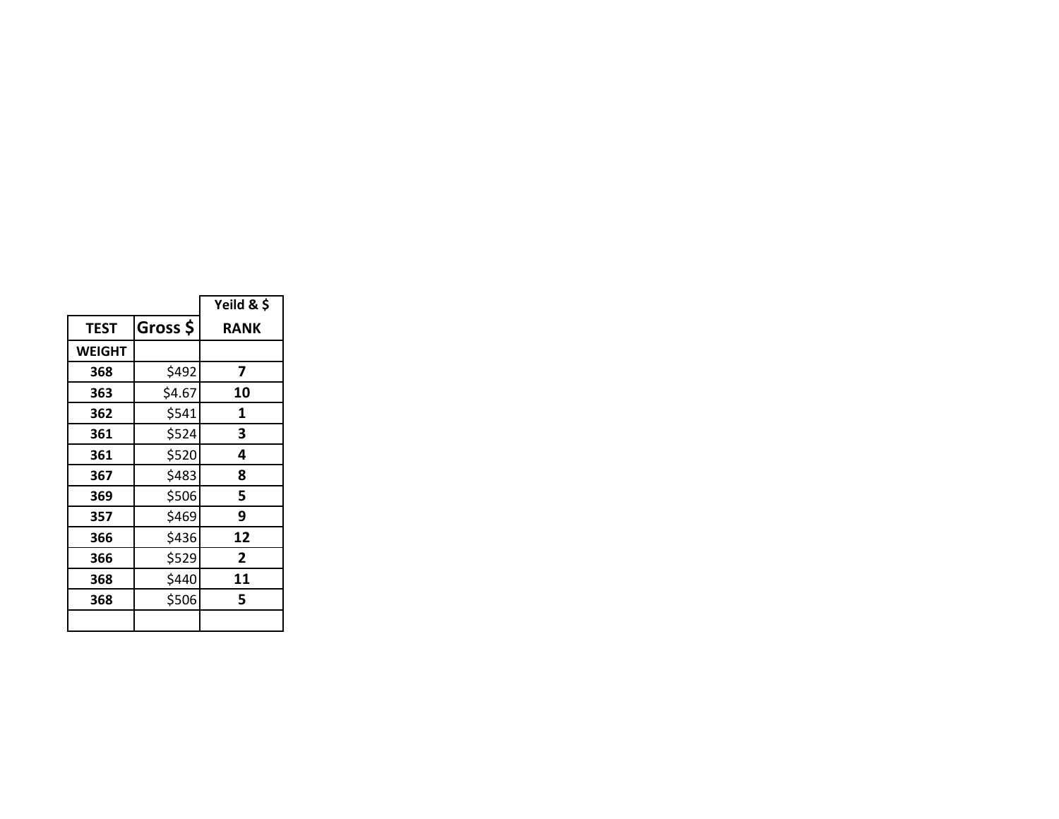| TEST | Gross $ | Yeild & $ RANK |
| --- | --- | --- |
| WEIGHT | | |
| 368 | $492 | 7 |
| 363 | $4.67 | 10 |
| 362 | $541 | 1 |
| 361 | $524 | 3 |
| 361 | $520 | 4 |
| 367 | $483 | 8 |
| 369 | $506 | 5 |
| 357 | $469 | 9 |
| 366 | $436 | 12 |
| 366 | $529 | 2 |
| 368 | $440 | 11 |
| 368 | $506 | 5 |
| | | |